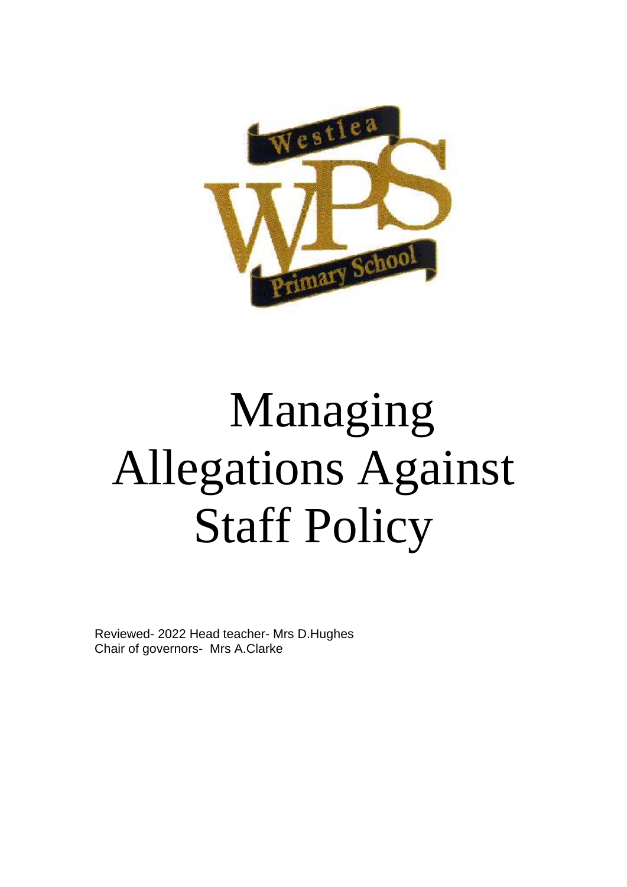# Managing Allegations Against Staff Policy

Reviewed- 2022 Head teacher- Mrs D.Hughes
Chair of governors- Mrs A.Clarke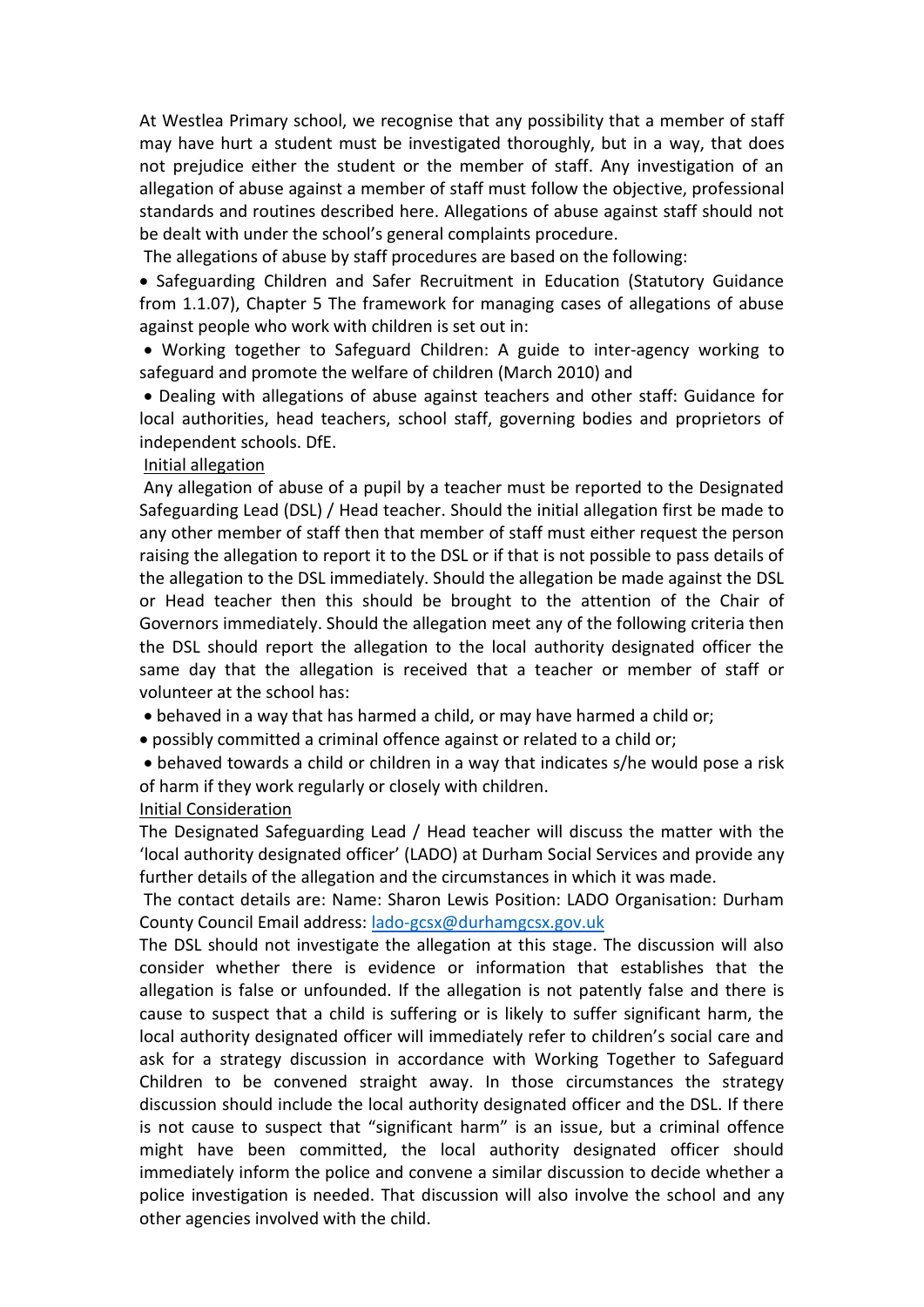At Westlea Primary school, we recognise that any possibility that a member of staff may have hurt a student must be investigated thoroughly, but in a way, that does not prejudice either the student or the member of staff. Any investigation of an allegation of abuse against a member of staff must follow the objective, professional standards and routines described here. Allegations of abuse against staff should not be dealt with under the school's general complaints procedure.

The allegations of abuse by staff procedures are based on the following:

- Safeguarding Children and Safer Recruitment in Education (Statutory Guidance from 1.1.07), Chapter 5 The framework for managing cases of allegations of abuse against people who work with children is set out in:
- Working together to Safeguard Children: A guide to inter-agency working to safeguard and promote the welfare of children (March 2010) and
- Dealing with allegations of abuse against teachers and other staff: Guidance for local authorities, head teachers, school staff, governing bodies and proprietors of independent schools. DfE.

<u>Initial allegation</u>

Any allegation of abuse of a pupil by a teacher must be reported to the Designated Safeguarding Lead (DSL) / Head teacher. Should the initial allegation first be made to any other member of staff then that member of staff must either request the person raising the allegation to report it to the DSL or if that is not possible to pass details of the allegation to the DSL immediately. Should the allegation be made against the DSL or Head teacher then this should be brought to the attention of the Chair of Governors immediately. Should the allegation meet any of the following criteria then the DSL should report the allegation to the local authority designated officer the same day that the allegation is received that a teacher or member of staff or volunteer at the school has:

- behaved in a way that has harmed a child, or may have harmed a child or;
- possibly committed a criminal offence against or related to a child or;
- behaved towards a child or children in a way that indicates s/he would pose a risk of harm if they work regularly or closely with children.

<u>Initial Consideration</u>

The Designated Safeguarding Lead / Head teacher will discuss the matter with the 'local authority designated officer' (LADO) at Durham Social Services and provide any further details of the allegation and the circumstances in which it was made.

The contact details are: Name: Sharon Lewis Position: LADO Organisation: Durham County Council Email address: lado-gcsx@durhamgcsx.gov.uk

The DSL should not investigate the allegation at this stage. The discussion will also consider whether there is evidence or information that establishes that the allegation is false or unfounded. If the allegation is not patently false and there is cause to suspect that a child is suffering or is likely to suffer significant harm, the local authority designated officer will immediately refer to children's social care and ask for a strategy discussion in accordance with Working Together to Safeguard Children to be convened straight away. In those circumstances the strategy discussion should include the local authority designated officer and the DSL. If there is not cause to suspect that "significant harm" is an issue, but a criminal offence might have been committed, the local authority designated officer should immediately inform the police and convene a similar discussion to decide whether a police investigation is needed. That discussion will also involve the school and any other agencies involved with the child.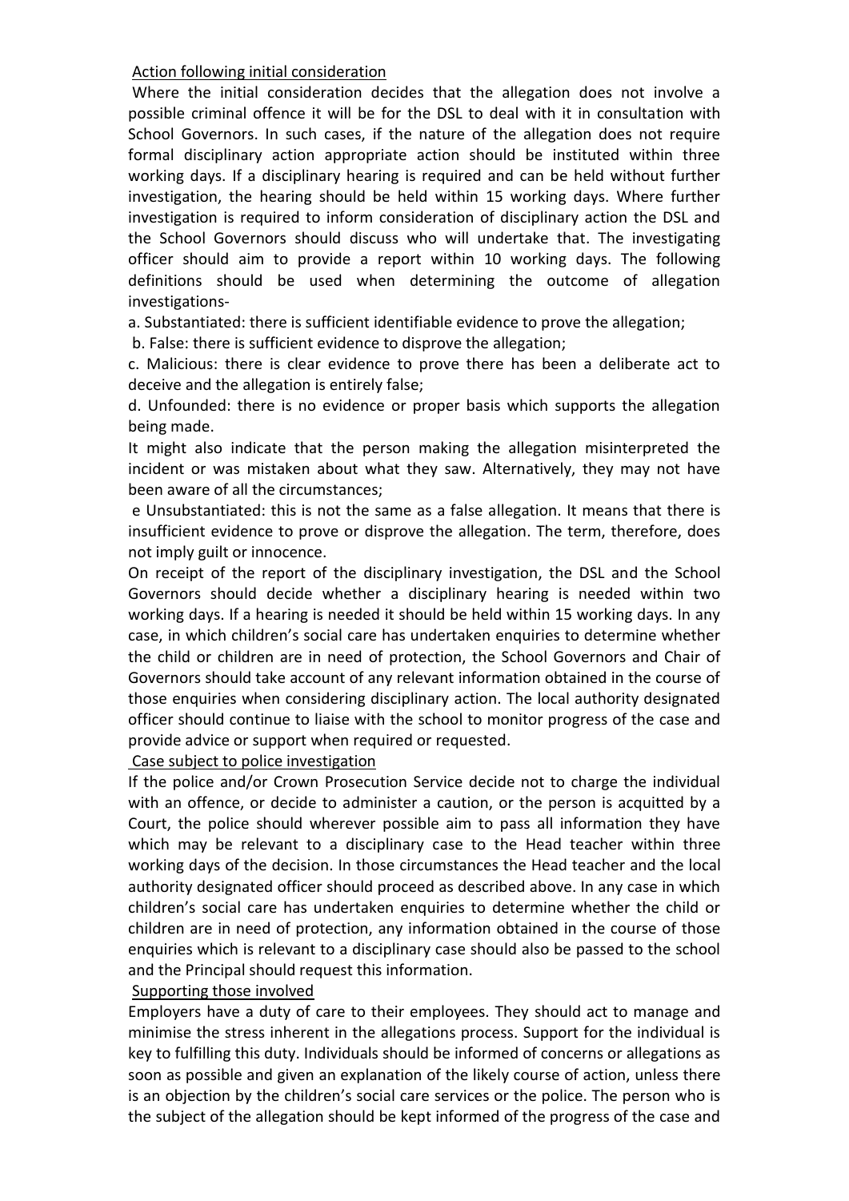Action following initial consideration

Where the initial consideration decides that the allegation does not involve a possible criminal offence it will be for the DSL to deal with it in consultation with School Governors. In such cases, if the nature of the allegation does not require formal disciplinary action appropriate action should be instituted within three working days. If a disciplinary hearing is required and can be held without further investigation, the hearing should be held within 15 working days. Where further investigation is required to inform consideration of disciplinary action the DSL and the School Governors should discuss who will undertake that. The investigating officer should aim to provide a report within 10 working days. The following definitions should be used when determining the outcome of allegation investigations-

a. Substantiated: there is sufficient identifiable evidence to prove the allegation;

b. False: there is sufficient evidence to disprove the allegation;

c. Malicious: there is clear evidence to prove there has been a deliberate act to deceive and the allegation is entirely false;

d. Unfounded: there is no evidence or proper basis which supports the allegation being made.

It might also indicate that the person making the allegation misinterpreted the incident or was mistaken about what they saw. Alternatively, they may not have been aware of all the circumstances;

e Unsubstantiated: this is not the same as a false allegation. It means that there is insufficient evidence to prove or disprove the allegation. The term, therefore, does not imply guilt or innocence.

On receipt of the report of the disciplinary investigation, the DSL and the School Governors should decide whether a disciplinary hearing is needed within two working days. If a hearing is needed it should be held within 15 working days. In any case, in which children's social care has undertaken enquiries to determine whether the child or children are in need of protection, the School Governors and Chair of Governors should take account of any relevant information obtained in the course of those enquiries when considering disciplinary action. The local authority designated officer should continue to liaise with the school to monitor progress of the case and provide advice or support when required or requested.

Case subject to police investigation

If the police and/or Crown Prosecution Service decide not to charge the individual with an offence, or decide to administer a caution, or the person is acquitted by a Court, the police should wherever possible aim to pass all information they have which may be relevant to a disciplinary case to the Head teacher within three working days of the decision. In those circumstances the Head teacher and the local authority designated officer should proceed as described above. In any case in which children's social care has undertaken enquiries to determine whether the child or children are in need of protection, any information obtained in the course of those enquiries which is relevant to a disciplinary case should also be passed to the school and the Principal should request this information.

Supporting those involved

Employers have a duty of care to their employees. They should act to manage and minimise the stress inherent in the allegations process. Support for the individual is key to fulfilling this duty. Individuals should be informed of concerns or allegations as soon as possible and given an explanation of the likely course of action, unless there is an objection by the children's social care services or the police. The person who is the subject of the allegation should be kept informed of the progress of the case and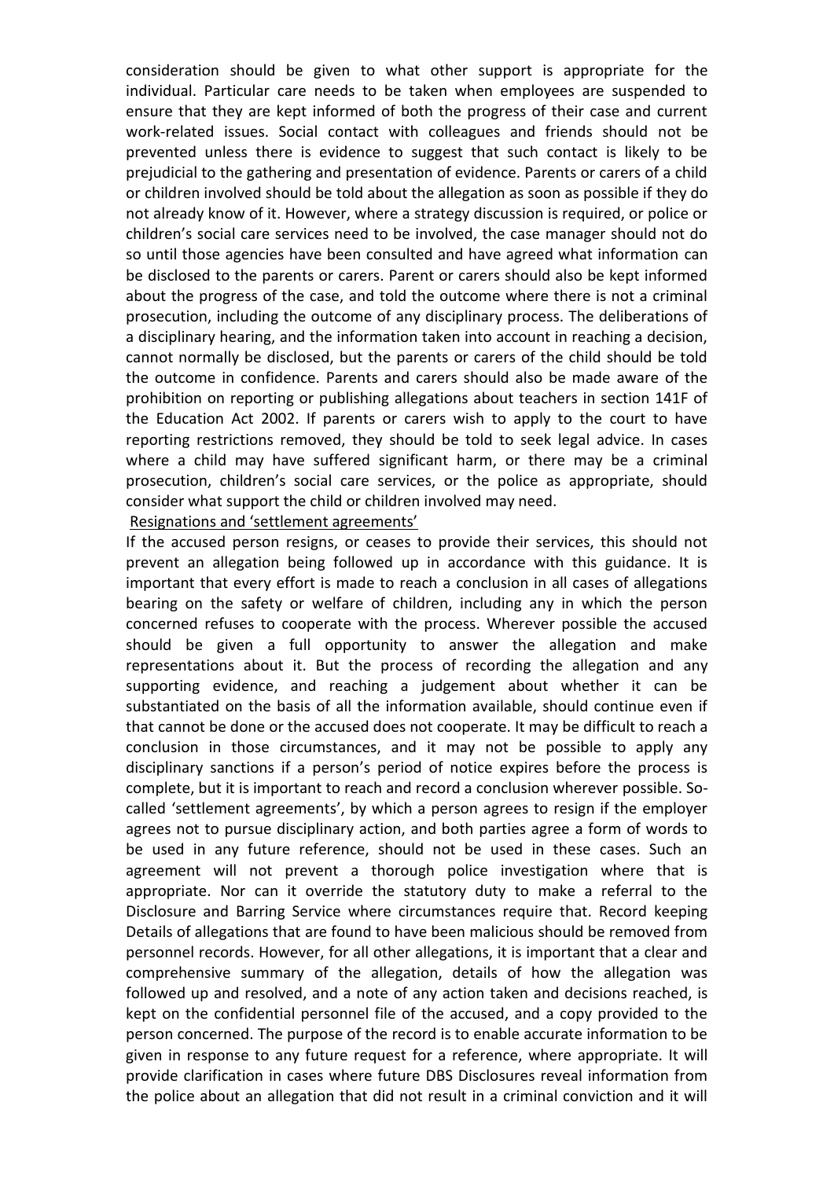consideration should be given to what other support is appropriate for the individual. Particular care needs to be taken when employees are suspended to ensure that they are kept informed of both the progress of their case and current work-related issues. Social contact with colleagues and friends should not be prevented unless there is evidence to suggest that such contact is likely to be prejudicial to the gathering and presentation of evidence. Parents or carers of a child or children involved should be told about the allegation as soon as possible if they do not already know of it. However, where a strategy discussion is required, or police or children's social care services need to be involved, the case manager should not do so until those agencies have been consulted and have agreed what information can be disclosed to the parents or carers. Parent or carers should also be kept informed about the progress of the case, and told the outcome where there is not a criminal prosecution, including the outcome of any disciplinary process. The deliberations of a disciplinary hearing, and the information taken into account in reaching a decision, cannot normally be disclosed, but the parents or carers of the child should be told the outcome in confidence. Parents and carers should also be made aware of the prohibition on reporting or publishing allegations about teachers in section 141F of the Education Act 2002. If parents or carers wish to apply to the court to have reporting restrictions removed, they should be told to seek legal advice. In cases where a child may have suffered significant harm, or there may be a criminal prosecution, children's social care services, or the police as appropriate, should consider what support the child or children involved may need.

Resignations and 'settlement agreements'

If the accused person resigns, or ceases to provide their services, this should not prevent an allegation being followed up in accordance with this guidance. It is important that every effort is made to reach a conclusion in all cases of allegations bearing on the safety or welfare of children, including any in which the person concerned refuses to cooperate with the process. Wherever possible the accused should be given a full opportunity to answer the allegation and make representations about it. But the process of recording the allegation and any supporting evidence, and reaching a judgement about whether it can be substantiated on the basis of all the information available, should continue even if that cannot be done or the accused does not cooperate. It may be difficult to reach a conclusion in those circumstances, and it may not be possible to apply any disciplinary sanctions if a person's period of notice expires before the process is complete, but it is important to reach and record a conclusion wherever possible. So-called 'settlement agreements', by which a person agrees to resign if the employer agrees not to pursue disciplinary action, and both parties agree a form of words to be used in any future reference, should not be used in these cases. Such an agreement will not prevent a thorough police investigation where that is appropriate. Nor can it override the statutory duty to make a referral to the Disclosure and Barring Service where circumstances require that. Record keeping Details of allegations that are found to have been malicious should be removed from personnel records. However, for all other allegations, it is important that a clear and comprehensive summary of the allegation, details of how the allegation was followed up and resolved, and a note of any action taken and decisions reached, is kept on the confidential personnel file of the accused, and a copy provided to the person concerned. The purpose of the record is to enable accurate information to be given in response to any future request for a reference, where appropriate. It will provide clarification in cases where future DBS Disclosures reveal information from the police about an allegation that did not result in a criminal conviction and it will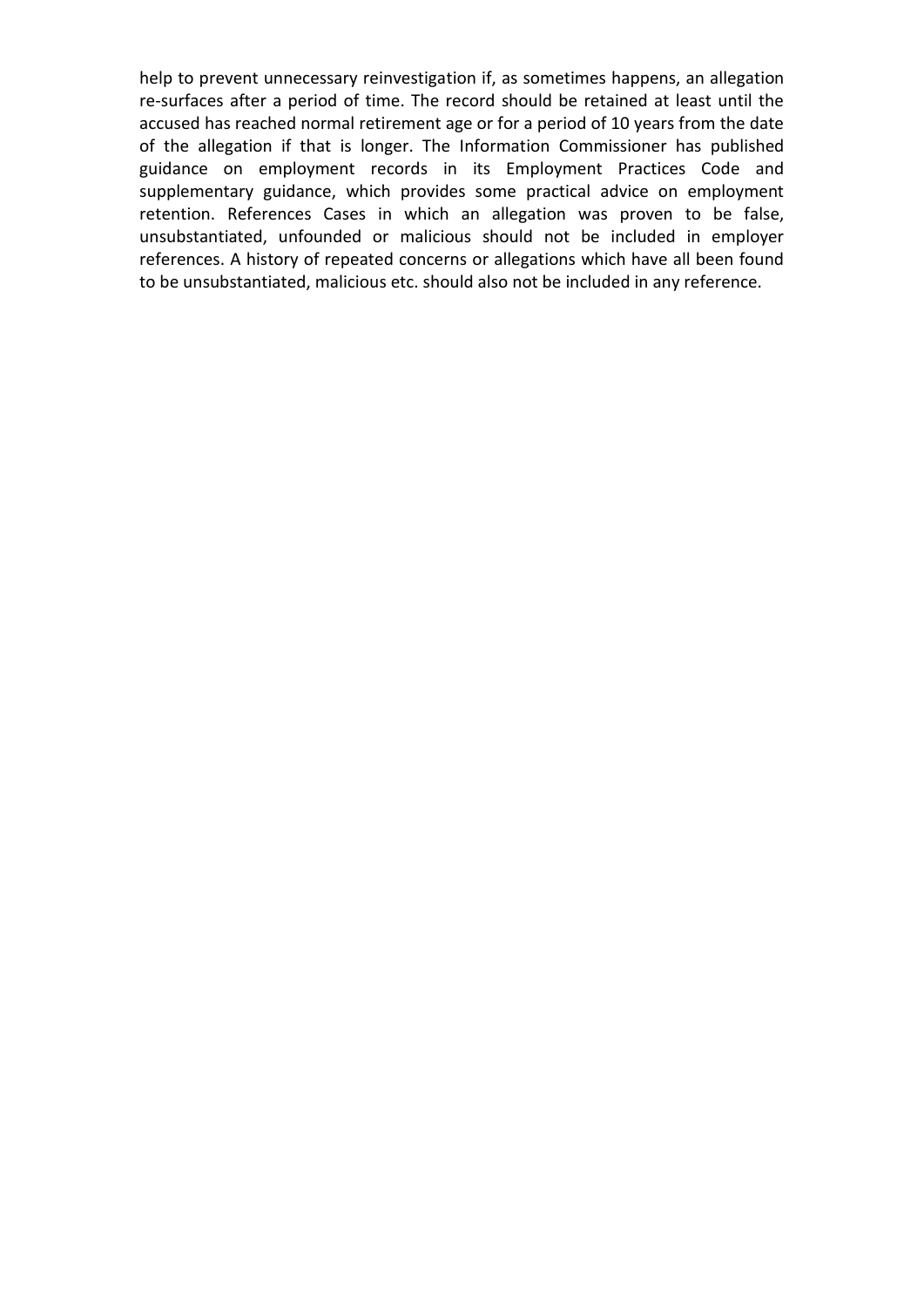help to prevent unnecessary reinvestigation if, as sometimes happens, an allegation re-surfaces after a period of time. The record should be retained at least until the accused has reached normal retirement age or for a period of 10 years from the date of the allegation if that is longer. The Information Commissioner has published guidance on employment records in its Employment Practices Code and supplementary guidance, which provides some practical advice on employment retention. References Cases in which an allegation was proven to be false, unsubstantiated, unfounded or malicious should not be included in employer references. A history of repeated concerns or allegations which have all been found to be unsubstantiated, malicious etc. should also not be included in any reference.